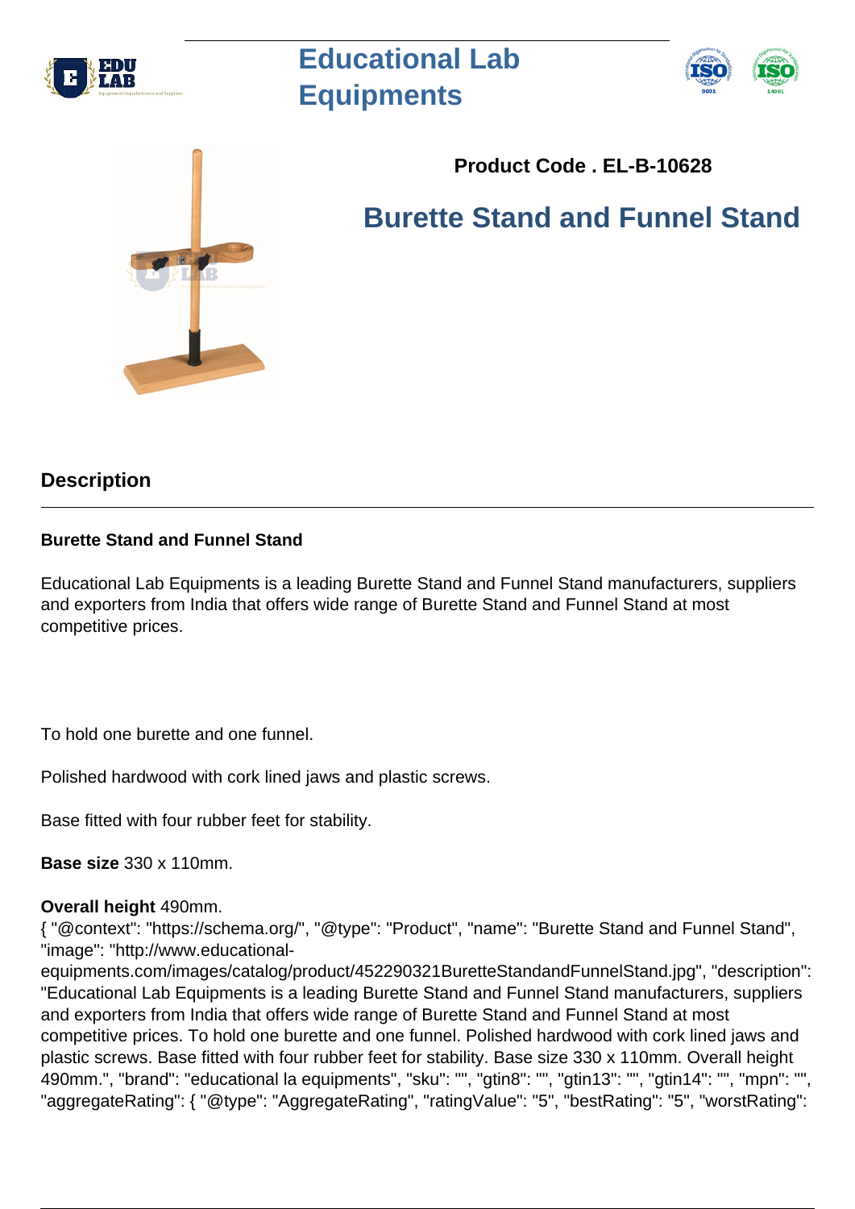# Educational Lab Equipments

**Product Code . EL-B-10628**

## Burette Stand and Funnel Stand

## Description

**Burette Stand and Funnel Stand**

Educational Lab Equipments is a leading Burette Stand and Funnel Stand manufacturers, suppliers and exporters from India that offers wide range of Burette Stand and Funnel Stand at most competitive prices.

To hold one burette and one funnel.

Polished hardwood with cork lined jaws and plastic screws.

Base fitted with four rubber feet for stability.

**Base size** 330 x 110mm.

**Overall height** 490mm.
{ "@context": "https://schema.org/", "@type": "Product", "name": "Burette Stand and Funnel Stand", "image": "http://www.educational-equipments.com/images/catalog/product/452290321BuretteStandandFunnelStand.jpg", "description": "Educational Lab Equipments is a leading Burette Stand and Funnel Stand manufacturers, suppliers and exporters from India that offers wide range of Burette Stand and Funnel Stand at most competitive prices. To hold one burette and one funnel. Polished hardwood with cork lined jaws and plastic screws. Base fitted with four rubber feet for stability. Base size 330 x 110mm. Overall height 490mm.", "brand": "educational la equipments", "sku": "", "gtin8": "", "gtin13": "", "gtin14": "", "mpn": "", "aggregateRating": { "@type": "AggregateRating", "ratingValue": "5", "bestRating": "5", "worstRating":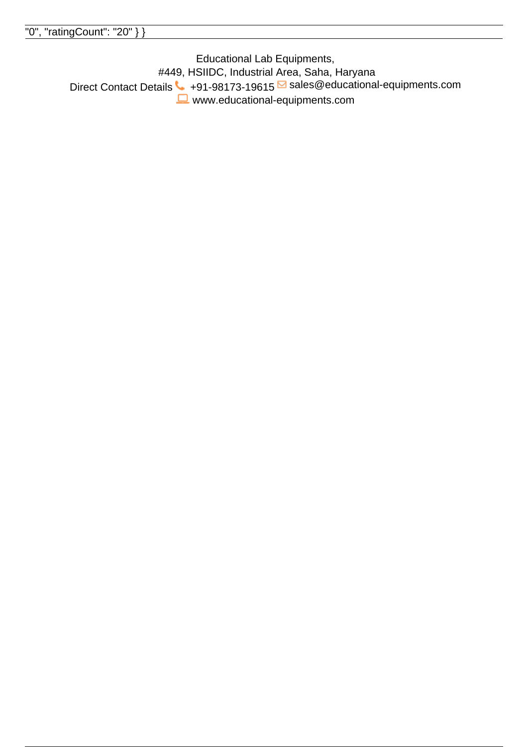"0", "ratingCount": "20" } }

Educational Lab Equipments,
#449, HSIIDC, Industrial Area, Saha, Haryana
Direct Contact Details +91-98173-19615 sales@educational-equipments.com
www.educational-equipments.com